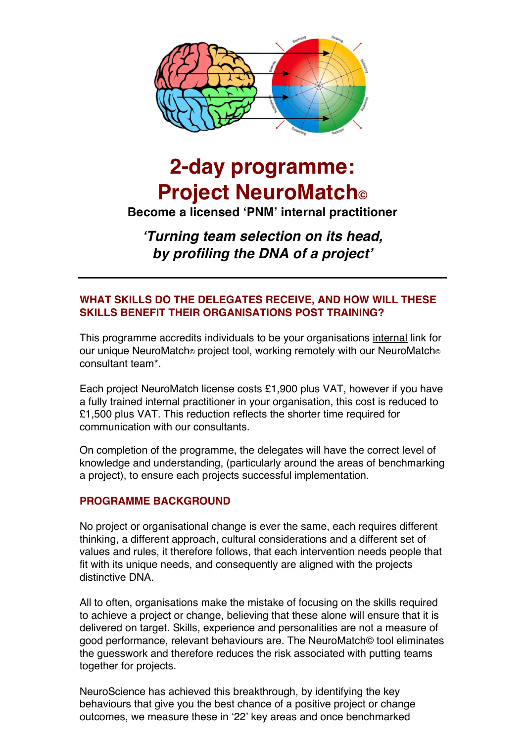# 2-day programme: Project NeuroMatch©

**Become a licensed 'PNM' internal practitioner**

***'Turning team selection on its head, by profiling the DNA of a project'***

---

## WHAT SKILLS DO THE DELEGATES RECEIVE, AND HOW WILL THESE SKILLS BENEFIT THEIR ORGANISATIONS POST TRAINING?

This programme accredits individuals to be your organisations internal link for our unique NeuroMatch© project tool, working remotely with our NeuroMatch© consultant team*.

Each project NeuroMatch license costs £1,900 plus VAT, however if you have a fully trained internal practitioner in your organisation, this cost is reduced to £1,500 plus VAT. This reduction reflects the shorter time required for communication with our consultants.

On completion of the programme, the delegates will have the correct level of knowledge and understanding, (particularly around the areas of benchmarking a project), to ensure each projects successful implementation.

## PROGRAMME BACKGROUND

No project or organisational change is ever the same, each requires different thinking, a different approach, cultural considerations and a different set of values and rules, it therefore follows, that each intervention needs people that fit with its unique needs, and consequently are aligned with the projects distinctive DNA.

All to often, organisations make the mistake of focusing on the skills required to achieve a project or change, believing that these alone will ensure that it is delivered on target. Skills, experience and personalities are not a measure of good performance, relevant behaviours are. The NeuroMatch© tool eliminates the guesswork and therefore reduces the risk associated with putting teams together for projects.

NeuroScience has achieved this breakthrough, by identifying the key behaviours that give you the best chance of a positive project or change outcomes, we measure these in '22' key areas and once benchmarked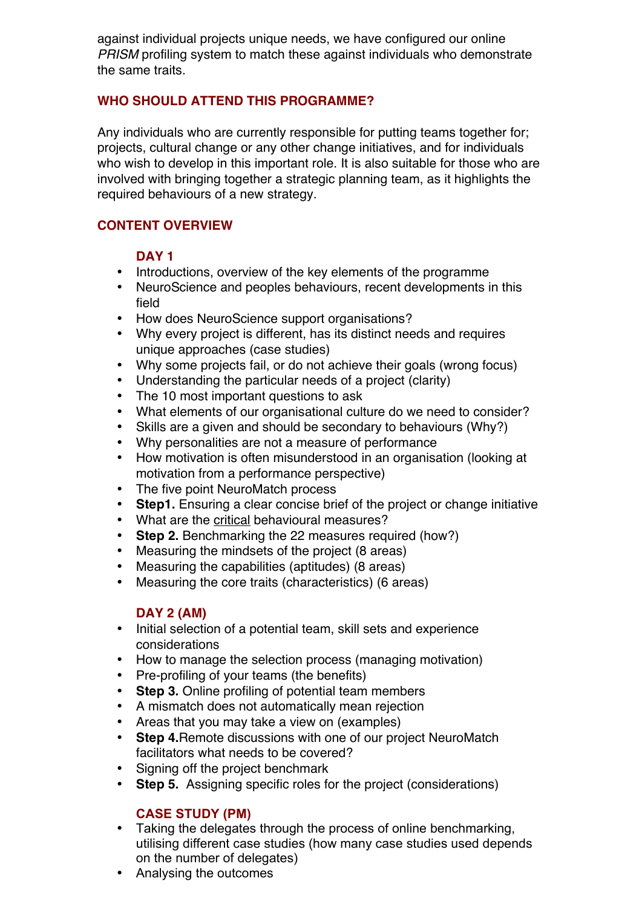against individual projects unique needs, we have configured our online *PRISM* profiling system to match these against individuals who demonstrate the same traits.

## WHO SHOULD ATTEND THIS PROGRAMME?

Any individuals who are currently responsible for putting teams together for; projects, cultural change or any other change initiatives, and for individuals who wish to develop in this important role. It is also suitable for those who are involved with bringing together a strategic planning team, as it highlights the required behaviours of a new strategy.

## CONTENT OVERVIEW

### DAY 1

- Introductions, overview of the key elements of the programme
- NeuroScience and peoples behaviours, recent developments in this field
- How does NeuroScience support organisations?
- Why every project is different, has its distinct needs and requires unique approaches (case studies)
- Why some projects fail, or do not achieve their goals (wrong focus)
- Understanding the particular needs of a project (clarity)
- The 10 most important questions to ask
- What elements of our organisational culture do we need to consider?
- Skills are a given and should be secondary to behaviours (Why?)
- Why personalities are not a measure of performance
- How motivation is often misunderstood in an organisation (looking at motivation from a performance perspective)
- The five point NeuroMatch process
- **Step1.** Ensuring a clear concise brief of the project or change initiative
- What are the <u>critical</u> behavioural measures?
- **Step 2.** Benchmarking the 22 measures required (how?)
- Measuring the mindsets of the project (8 areas)
- Measuring the capabilities (aptitudes) (8 areas)
- Measuring the core traits (characteristics) (6 areas)

### DAY 2 (AM)

- Initial selection of a potential team, skill sets and experience considerations
- How to manage the selection process (managing motivation)
- Pre-profiling of your teams (the benefits)
- **Step 3.** Online profiling of potential team members
- A mismatch does not automatically mean rejection
- Areas that you may take a view on (examples)
- **Step 4.**Remote discussions with one of our project NeuroMatch facilitators what needs to be covered?
- Signing off the project benchmark
- **Step 5.** Assigning specific roles for the project (considerations)

### CASE STUDY (PM)

- Taking the delegates through the process of online benchmarking, utilising different case studies (how many case studies used depends on the number of delegates)
- Analysing the outcomes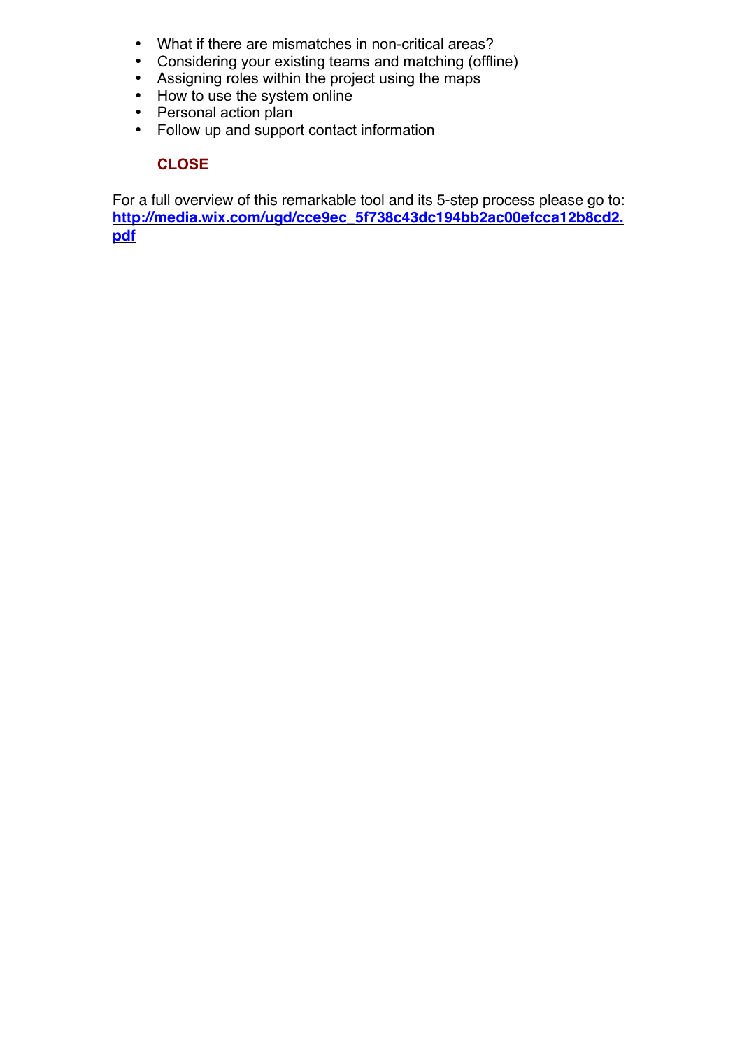- What if there are mismatches in non-critical areas?
- Considering your existing teams and matching (offline)
- Assigning roles within the project using the maps
- How to use the system online
- Personal action plan
- Follow up and support contact information

**CLOSE**

For a full overview of this remarkable tool and its 5-step process please go to: **http://media.wix.com/ugd/cce9ec_5f738c43dc194bb2ac00efcca12b8cd2.pdf**